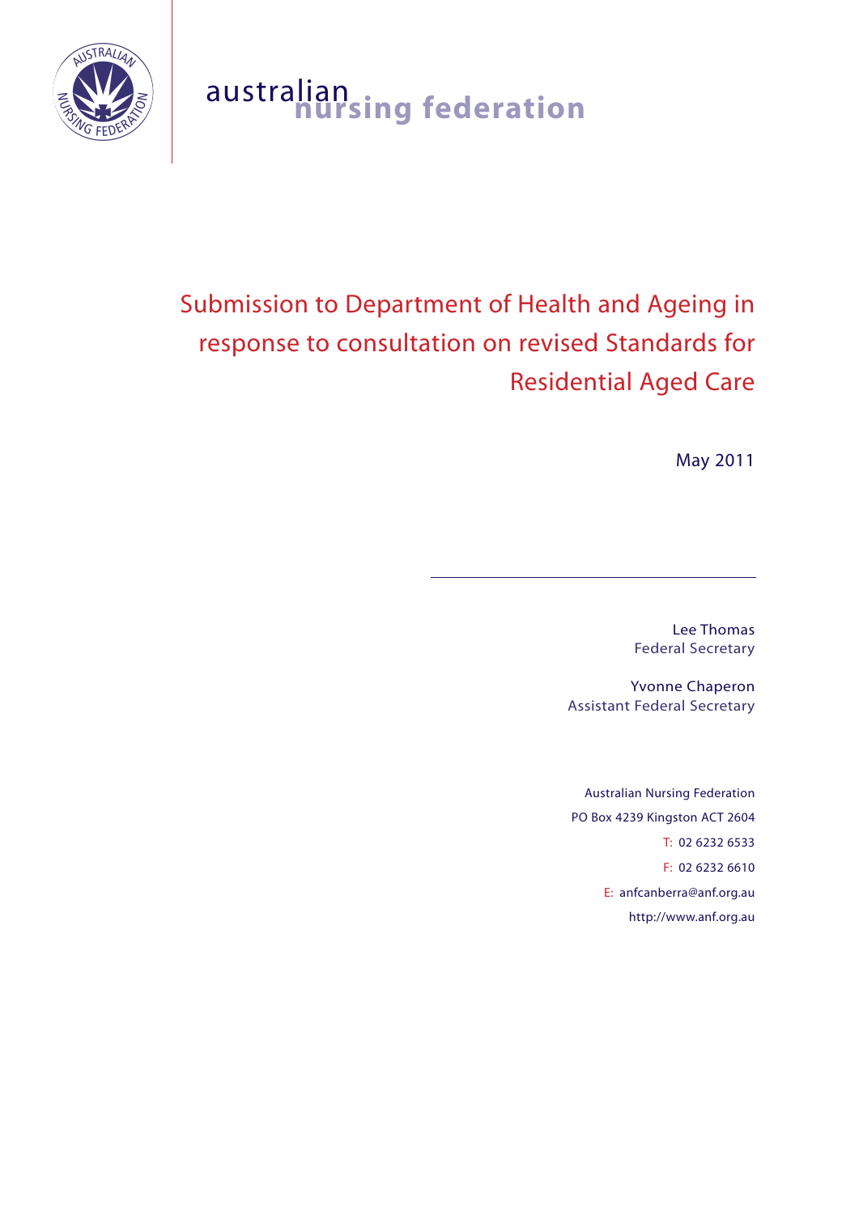australian nursing federation

# Submission to Department of Health and Ageing in response to consultation on revised Standards for Residential Aged Care

May 2011

Lee Thomas
Federal Secretary

Yvonne Chaperon
Assistant Federal Secretary

Australian Nursing Federation
PO Box 4239 Kingston ACT 2604
T: 02 6232 6533
F: 02 6232 6610
E: anfcanberra@anf.org.au
http://www.anf.org.au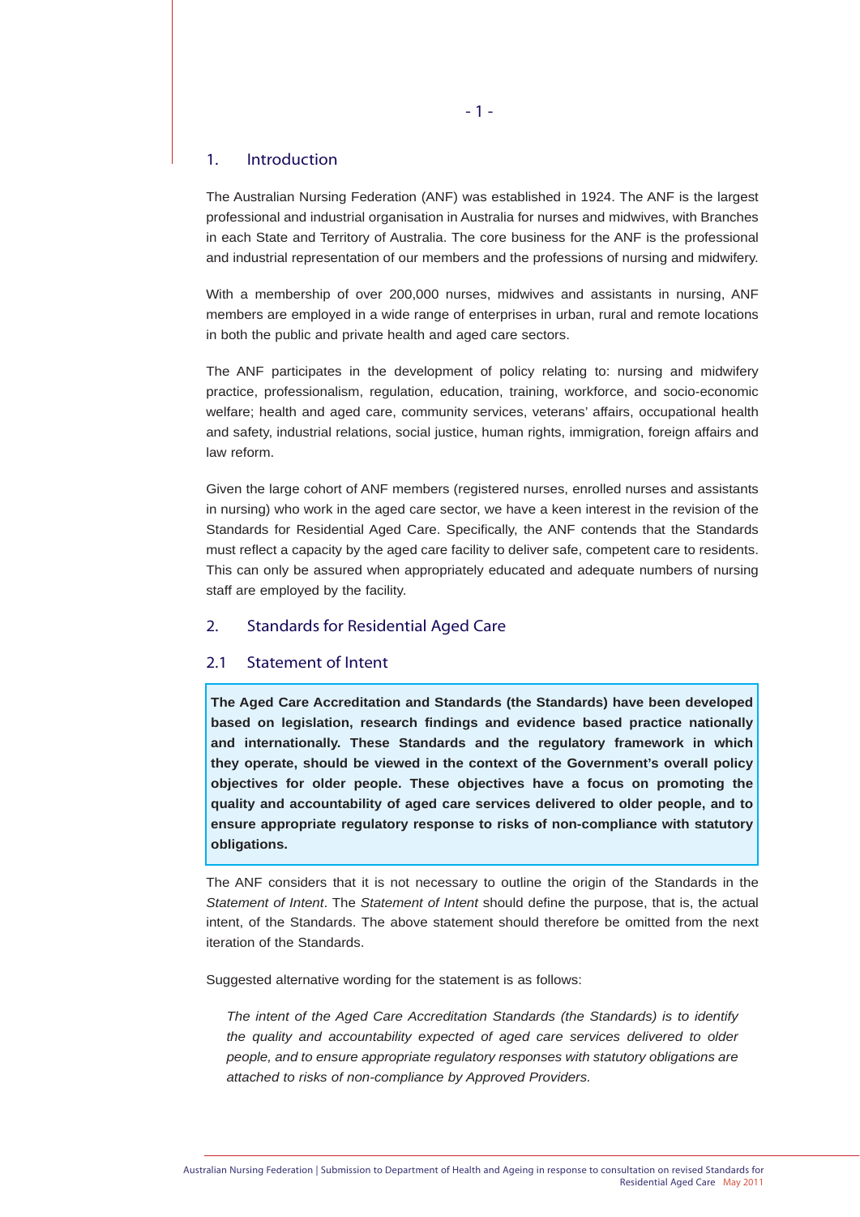## 1. Introduction

The Australian Nursing Federation (ANF) was established in 1924. The ANF is the largest professional and industrial organisation in Australia for nurses and midwives, with Branches in each State and Territory of Australia. The core business for the ANF is the professional and industrial representation of our members and the professions of nursing and midwifery.

With a membership of over 200,000 nurses, midwives and assistants in nursing, ANF members are employed in a wide range of enterprises in urban, rural and remote locations in both the public and private health and aged care sectors.

The ANF participates in the development of policy relating to: nursing and midwifery practice, professionalism, regulation, education, training, workforce, and socio-economic welfare; health and aged care, community services, veterans' affairs, occupational health and safety, industrial relations, social justice, human rights, immigration, foreign affairs and law reform.

Given the large cohort of ANF members (registered nurses, enrolled nurses and assistants in nursing) who work in the aged care sector, we have a keen interest in the revision of the Standards for Residential Aged Care. Specifically, the ANF contends that the Standards must reflect a capacity by the aged care facility to deliver safe, competent care to residents. This can only be assured when appropriately educated and adequate numbers of nursing staff are employed by the facility.

## 2. Standards for Residential Aged Care

### 2.1 Statement of Intent

**The Aged Care Accreditation and Standards (the Standards) have been developed based on legislation, research findings and evidence based practice nationally and internationally. These Standards and the regulatory framework in which they operate, should be viewed in the context of the Government's overall policy objectives for older people. These objectives have a focus on promoting the quality and accountability of aged care services delivered to older people, and to ensure appropriate regulatory response to risks of non-compliance with statutory obligations.**

The ANF considers that it is not necessary to outline the origin of the Standards in the *Statement of Intent*. The *Statement of Intent* should define the purpose, that is, the actual intent, of the Standards. The above statement should therefore be omitted from the next iteration of the Standards.

Suggested alternative wording for the statement is as follows:

> *The intent of the Aged Care Accreditation Standards (the Standards) is to identify the quality and accountability expected of aged care services delivered to older people, and to ensure appropriate regulatory responses with statutory obligations are attached to risks of non-compliance by Approved Providers.*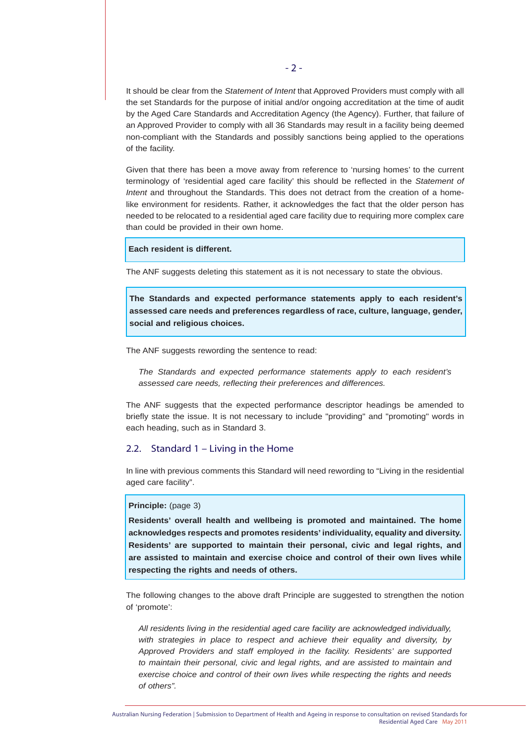It should be clear from the *Statement of Intent* that Approved Providers must comply with all the set Standards for the purpose of initial and/or ongoing accreditation at the time of audit by the Aged Care Standards and Accreditation Agency (the Agency). Further, that failure of an Approved Provider to comply with all 36 Standards may result in a facility being deemed non-compliant with the Standards and possibly sanctions being applied to the operations of the facility.

Given that there has been a move away from reference to 'nursing homes' to the current terminology of 'residential aged care facility' this should be reflected in the *Statement of Intent* and throughout the Standards. This does not detract from the creation of a home-like environment for residents. Rather, it acknowledges the fact that the older person has needed to be relocated to a residential aged care facility due to requiring more complex care than could be provided in their own home.

> **Each resident is different.**

The ANF suggests deleting this statement as it is not necessary to state the obvious.

> **The Standards and expected performance statements apply to each resident's assessed care needs and preferences regardless of race, culture, language, gender, social and religious choices.**

The ANF suggests rewording the sentence to read:

> *The Standards and expected performance statements apply to each resident's assessed care needs, reflecting their preferences and differences.*

The ANF suggests that the expected performance descriptor headings be amended to briefly state the issue. It is not necessary to include "providing" and "promoting" words in each heading, such as in Standard 3.

## 2.2. Standard 1 – Living in the Home

In line with previous comments this Standard will need rewording to "Living in the residential aged care facility".

> **Principle:** (page 3)
>
> **Residents' overall health and wellbeing is promoted and maintained. The home acknowledges respects and promotes residents' individuality, equality and diversity. Residents' are supported to maintain their personal, civic and legal rights, and are assisted to maintain and exercise choice and control of their own lives while respecting the rights and needs of others.**

The following changes to the above draft Principle are suggested to strengthen the notion of 'promote':

> *All residents living in the residential aged care facility are acknowledged individually, with strategies in place to respect and achieve their equality and diversity, by Approved Providers and staff employed in the facility. Residents' are supported to maintain their personal, civic and legal rights, and are assisted to maintain and exercise choice and control of their own lives while respecting the rights and needs of others".*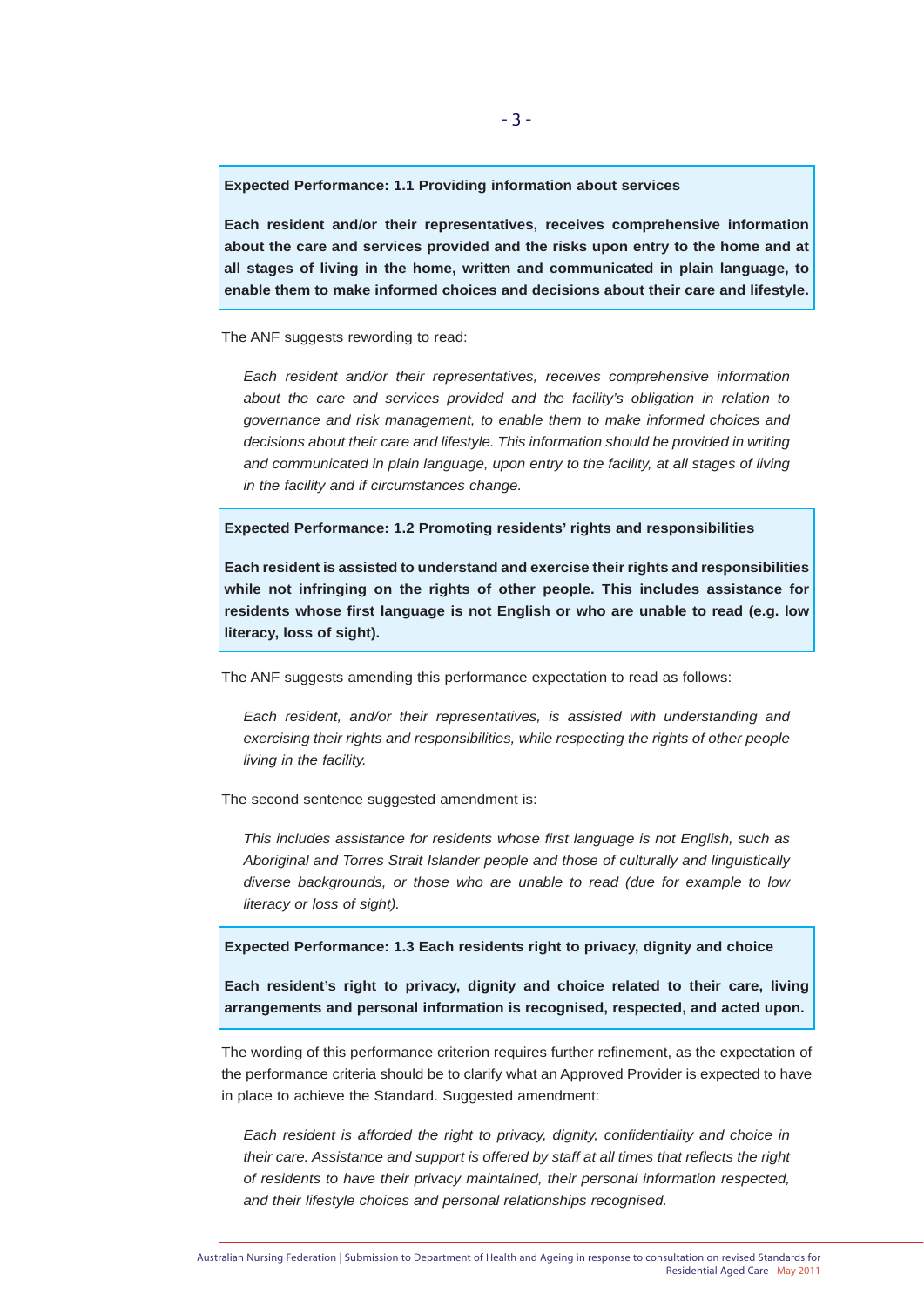**Expected Performance: 1.1 Providing information about services**

**Each resident and/or their representatives, receives comprehensive information about the care and services provided and the risks upon entry to the home and at all stages of living in the home, written and communicated in plain language, to enable them to make informed choices and decisions about their care and lifestyle.**

The ANF suggests rewording to read:

> *Each resident and/or their representatives, receives comprehensive information about the care and services provided and the facility's obligation in relation to governance and risk management, to enable them to make informed choices and decisions about their care and lifestyle. This information should be provided in writing and communicated in plain language, upon entry to the facility, at all stages of living in the facility and if circumstances change.*

**Expected Performance: 1.2 Promoting residents' rights and responsibilities**

**Each resident is assisted to understand and exercise their rights and responsibilities while not infringing on the rights of other people. This includes assistance for residents whose first language is not English or who are unable to read (e.g. low literacy, loss of sight).**

The ANF suggests amending this performance expectation to read as follows:

> *Each resident, and/or their representatives, is assisted with understanding and exercising their rights and responsibilities, while respecting the rights of other people living in the facility.*

The second sentence suggested amendment is:

> *This includes assistance for residents whose first language is not English, such as Aboriginal and Torres Strait Islander people and those of culturally and linguistically diverse backgrounds, or those who are unable to read (due for example to low literacy or loss of sight).*

**Expected Performance: 1.3 Each residents right to privacy, dignity and choice**

**Each resident's right to privacy, dignity and choice related to their care, living arrangements and personal information is recognised, respected, and acted upon.**

The wording of this performance criterion requires further refinement, as the expectation of the performance criteria should be to clarify what an Approved Provider is expected to have in place to achieve the Standard. Suggested amendment:

> *Each resident is afforded the right to privacy, dignity, confidentiality and choice in their care. Assistance and support is offered by staff at all times that reflects the right of residents to have their privacy maintained, their personal information respected, and their lifestyle choices and personal relationships recognised.*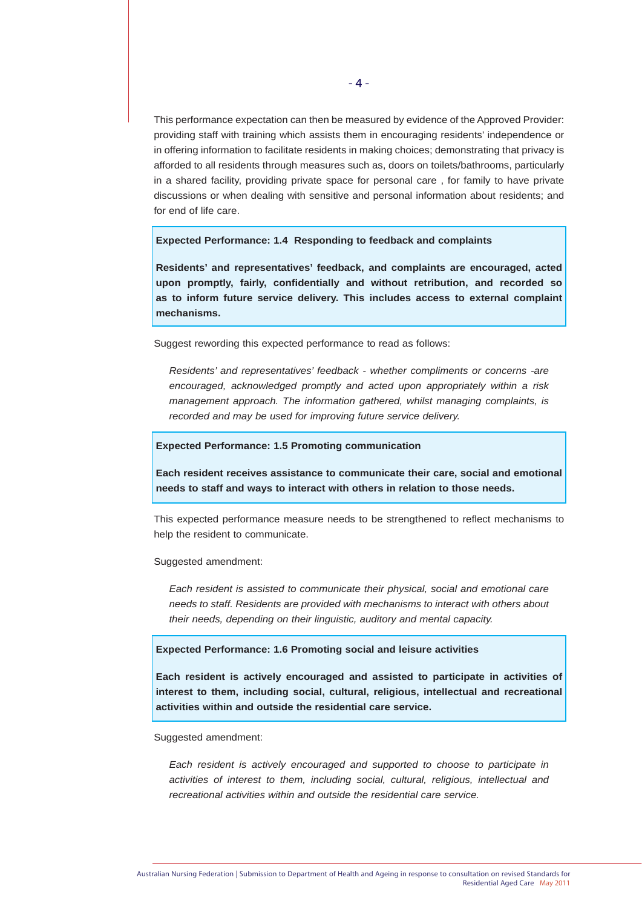This performance expectation can then be measured by evidence of the Approved Provider: providing staff with training which assists them in encouraging residents' independence or in offering information to facilitate residents in making choices; demonstrating that privacy is afforded to all residents through measures such as, doors on toilets/bathrooms, particularly in a shared facility, providing private space for personal care , for family to have private discussions or when dealing with sensitive and personal information about residents; and for end of life care.

> **Expected Performance: 1.4 Responding to feedback and complaints**
>
> **Residents' and representatives' feedback, and complaints are encouraged, acted upon promptly, fairly, confidentially and without retribution, and recorded so as to inform future service delivery. This includes access to external complaint mechanisms.**

Suggest rewording this expected performance to read as follows:

> *Residents' and representatives' feedback - whether compliments or concerns -are encouraged, acknowledged promptly and acted upon appropriately within a risk management approach. The information gathered, whilst managing complaints, is recorded and may be used for improving future service delivery.*

> **Expected Performance: 1.5 Promoting communication**
>
> **Each resident receives assistance to communicate their care, social and emotional needs to staff and ways to interact with others in relation to those needs.**

This expected performance measure needs to be strengthened to reflect mechanisms to help the resident to communicate.

Suggested amendment:

> *Each resident is assisted to communicate their physical, social and emotional care needs to staff. Residents are provided with mechanisms to interact with others about their needs, depending on their linguistic, auditory and mental capacity.*

> **Expected Performance: 1.6 Promoting social and leisure activities**
>
> **Each resident is actively encouraged and assisted to participate in activities of interest to them, including social, cultural, religious, intellectual and recreational activities within and outside the residential care service.**

Suggested amendment:

> *Each resident is actively encouraged and supported to choose to participate in activities of interest to them, including social, cultural, religious, intellectual and recreational activities within and outside the residential care service.*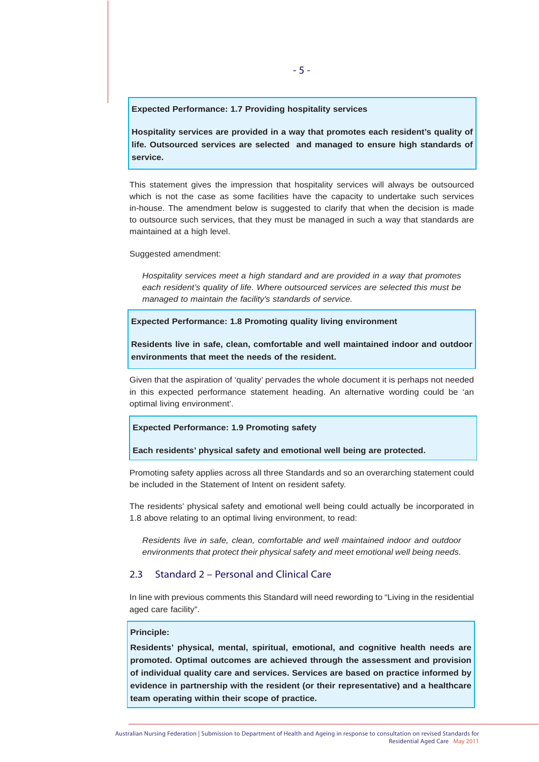**Expected Performance: 1.7 Providing hospitality services**

**Hospitality services are provided in a way that promotes each resident's quality of life. Outsourced services are selected and managed to ensure high standards of service.**

This statement gives the impression that hospitality services will always be outsourced which is not the case as some facilities have the capacity to undertake such services in-house. The amendment below is suggested to clarify that when the decision is made to outsource such services, that they must be managed in such a way that standards are maintained at a high level.

Suggested amendment:

> *Hospitality services meet a high standard and are provided in a way that promotes each resident's quality of life. Where outsourced services are selected this must be managed to maintain the facility's standards of service.*

**Expected Performance: 1.8 Promoting quality living environment**

**Residents live in safe, clean, comfortable and well maintained indoor and outdoor environments that meet the needs of the resident.**

Given that the aspiration of 'quality' pervades the whole document it is perhaps not needed in this expected performance statement heading. An alternative wording could be 'an optimal living environment'.

**Expected Performance: 1.9 Promoting safety**

**Each residents' physical safety and emotional well being are protected.**

Promoting safety applies across all three Standards and so an overarching statement could be included in the Statement of Intent on resident safety.

The residents' physical safety and emotional well being could actually be incorporated in 1.8 above relating to an optimal living environment, to read:

> *Residents live in safe, clean, comfortable and well maintained indoor and outdoor environments that protect their physical safety and meet emotional well being needs.*

## 2.3 Standard 2 – Personal and Clinical Care

In line with previous comments this Standard will need rewording to "Living in the residential aged care facility".

**Principle:**

**Residents' physical, mental, spiritual, emotional, and cognitive health needs are promoted. Optimal outcomes are achieved through the assessment and provision of individual quality care and services. Services are based on practice informed by evidence in partnership with the resident (or their representative) and a healthcare team operating within their scope of practice.**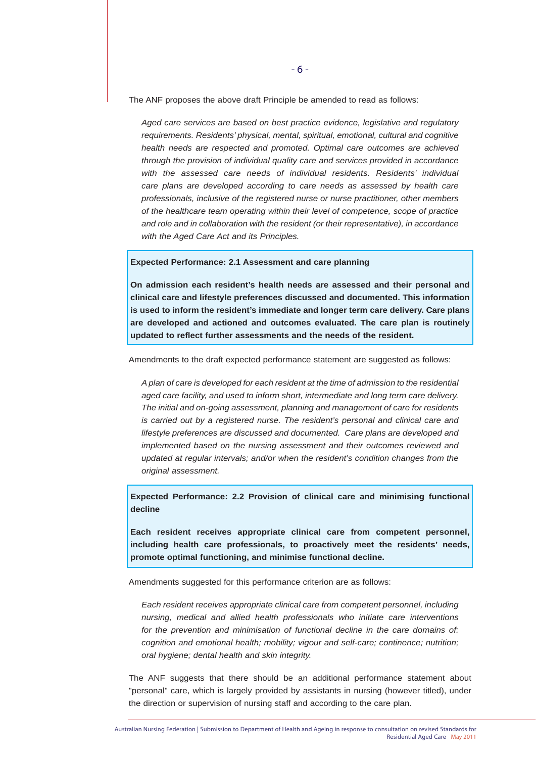The ANF proposes the above draft Principle be amended to read as follows:

> *Aged care services are based on best practice evidence, legislative and regulatory requirements. Residents' physical, mental, spiritual, emotional, cultural and cognitive health needs are respected and promoted. Optimal care outcomes are achieved through the provision of individual quality care and services provided in accordance with the assessed care needs of individual residents. Residents' individual care plans are developed according to care needs as assessed by health care professionals, inclusive of the registered nurse or nurse practitioner, other members of the healthcare team operating within their level of competence, scope of practice and role and in collaboration with the resident (or their representative), in accordance with the Aged Care Act and its Principles.*

**Expected Performance: 2.1 Assessment and care planning**

**On admission each resident's health needs are assessed and their personal and clinical care and lifestyle preferences discussed and documented. This information is used to inform the resident's immediate and longer term care delivery. Care plans are developed and actioned and outcomes evaluated. The care plan is routinely updated to reflect further assessments and the needs of the resident.**

Amendments to the draft expected performance statement are suggested as follows:

> *A plan of care is developed for each resident at the time of admission to the residential aged care facility, and used to inform short, intermediate and long term care delivery. The initial and on-going assessment, planning and management of care for residents is carried out by a registered nurse. The resident's personal and clinical care and lifestyle preferences are discussed and documented. Care plans are developed and implemented based on the nursing assessment and their outcomes reviewed and updated at regular intervals; and/or when the resident's condition changes from the original assessment.*

**Expected Performance: 2.2 Provision of clinical care and minimising functional decline**

**Each resident receives appropriate clinical care from competent personnel, including health care professionals, to proactively meet the residents' needs, promote optimal functioning, and minimise functional decline.**

Amendments suggested for this performance criterion are as follows:

> *Each resident receives appropriate clinical care from competent personnel, including nursing, medical and allied health professionals who initiate care interventions for the prevention and minimisation of functional decline in the care domains of: cognition and emotional health; mobility; vigour and self-care; continence; nutrition; oral hygiene; dental health and skin integrity.*

The ANF suggests that there should be an additional performance statement about "personal" care, which is largely provided by assistants in nursing (however titled), under the direction or supervision of nursing staff and according to the care plan.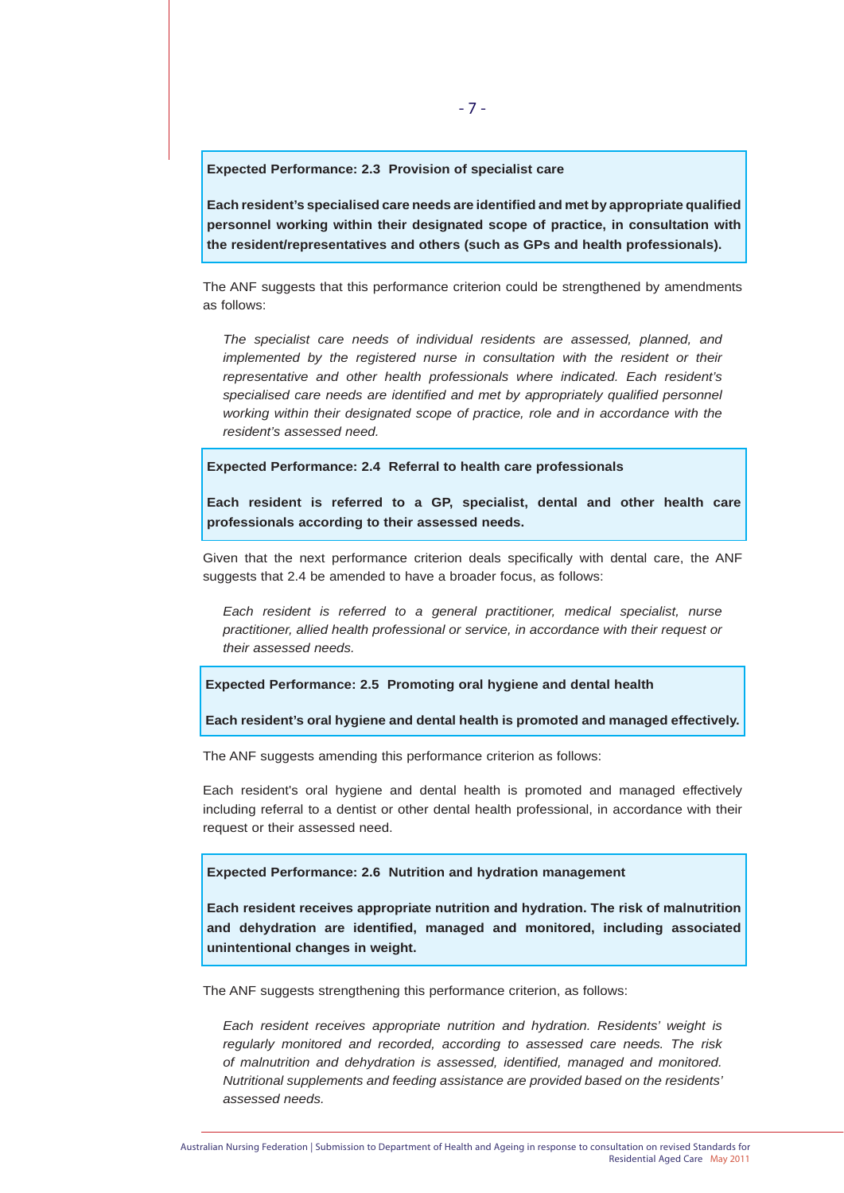**Expected Performance: 2.3 Provision of specialist care**

**Each resident's specialised care needs are identified and met by appropriate qualified personnel working within their designated scope of practice, in consultation with the resident/representatives and others (such as GPs and health professionals).**

The ANF suggests that this performance criterion could be strengthened by amendments as follows:

> *The specialist care needs of individual residents are assessed, planned, and implemented by the registered nurse in consultation with the resident or their representative and other health professionals where indicated. Each resident's specialised care needs are identified and met by appropriately qualified personnel working within their designated scope of practice, role and in accordance with the resident's assessed need.*

**Expected Performance: 2.4 Referral to health care professionals**

**Each resident is referred to a GP, specialist, dental and other health care professionals according to their assessed needs.**

Given that the next performance criterion deals specifically with dental care, the ANF suggests that 2.4 be amended to have a broader focus, as follows:

> *Each resident is referred to a general practitioner, medical specialist, nurse practitioner, allied health professional or service, in accordance with their request or their assessed needs.*

**Expected Performance: 2.5 Promoting oral hygiene and dental health**

**Each resident's oral hygiene and dental health is promoted and managed effectively.**

The ANF suggests amending this performance criterion as follows:

Each resident's oral hygiene and dental health is promoted and managed effectively including referral to a dentist or other dental health professional, in accordance with their request or their assessed need.

**Expected Performance: 2.6 Nutrition and hydration management**

**Each resident receives appropriate nutrition and hydration. The risk of malnutrition and dehydration are identified, managed and monitored, including associated unintentional changes in weight.**

The ANF suggests strengthening this performance criterion, as follows:

> *Each resident receives appropriate nutrition and hydration. Residents' weight is regularly monitored and recorded, according to assessed care needs. The risk of malnutrition and dehydration is assessed, identified, managed and monitored. Nutritional supplements and feeding assistance are provided based on the residents' assessed needs.*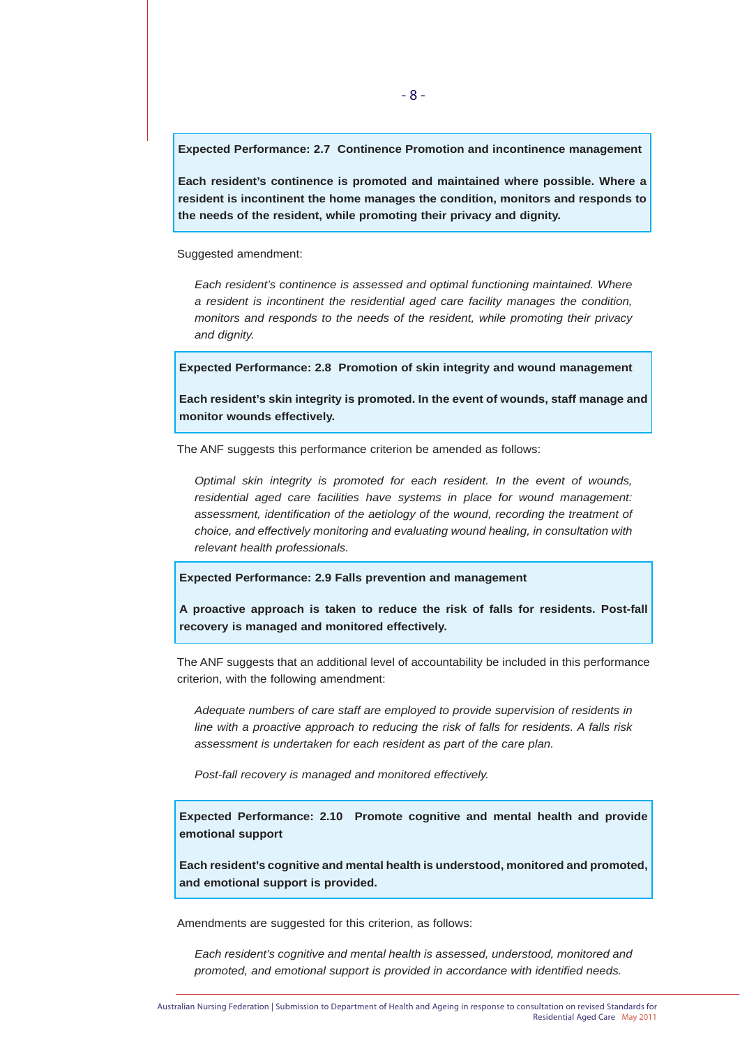**Expected Performance: 2.7 Continence Promotion and incontinence management**

**Each resident's continence is promoted and maintained where possible. Where a resident is incontinent the home manages the condition, monitors and responds to the needs of the resident, while promoting their privacy and dignity.**

Suggested amendment:

> *Each resident's continence is assessed and optimal functioning maintained. Where a resident is incontinent the residential aged care facility manages the condition, monitors and responds to the needs of the resident, while promoting their privacy and dignity.*

**Expected Performance: 2.8 Promotion of skin integrity and wound management**

**Each resident's skin integrity is promoted. In the event of wounds, staff manage and monitor wounds effectively.**

The ANF suggests this performance criterion be amended as follows:

> *Optimal skin integrity is promoted for each resident. In the event of wounds, residential aged care facilities have systems in place for wound management: assessment, identification of the aetiology of the wound, recording the treatment of choice, and effectively monitoring and evaluating wound healing, in consultation with relevant health professionals.*

**Expected Performance: 2.9 Falls prevention and management**

**A proactive approach is taken to reduce the risk of falls for residents. Post-fall recovery is managed and monitored effectively.**

The ANF suggests that an additional level of accountability be included in this performance criterion, with the following amendment:

> *Adequate numbers of care staff are employed to provide supervision of residents in line with a proactive approach to reducing the risk of falls for residents. A falls risk assessment is undertaken for each resident as part of the care plan.*
>
> *Post-fall recovery is managed and monitored effectively.*

**Expected Performance: 2.10 Promote cognitive and mental health and provide emotional support**

**Each resident's cognitive and mental health is understood, monitored and promoted, and emotional support is provided.**

Amendments are suggested for this criterion, as follows:

> *Each resident's cognitive and mental health is assessed, understood, monitored and promoted, and emotional support is provided in accordance with identified needs.*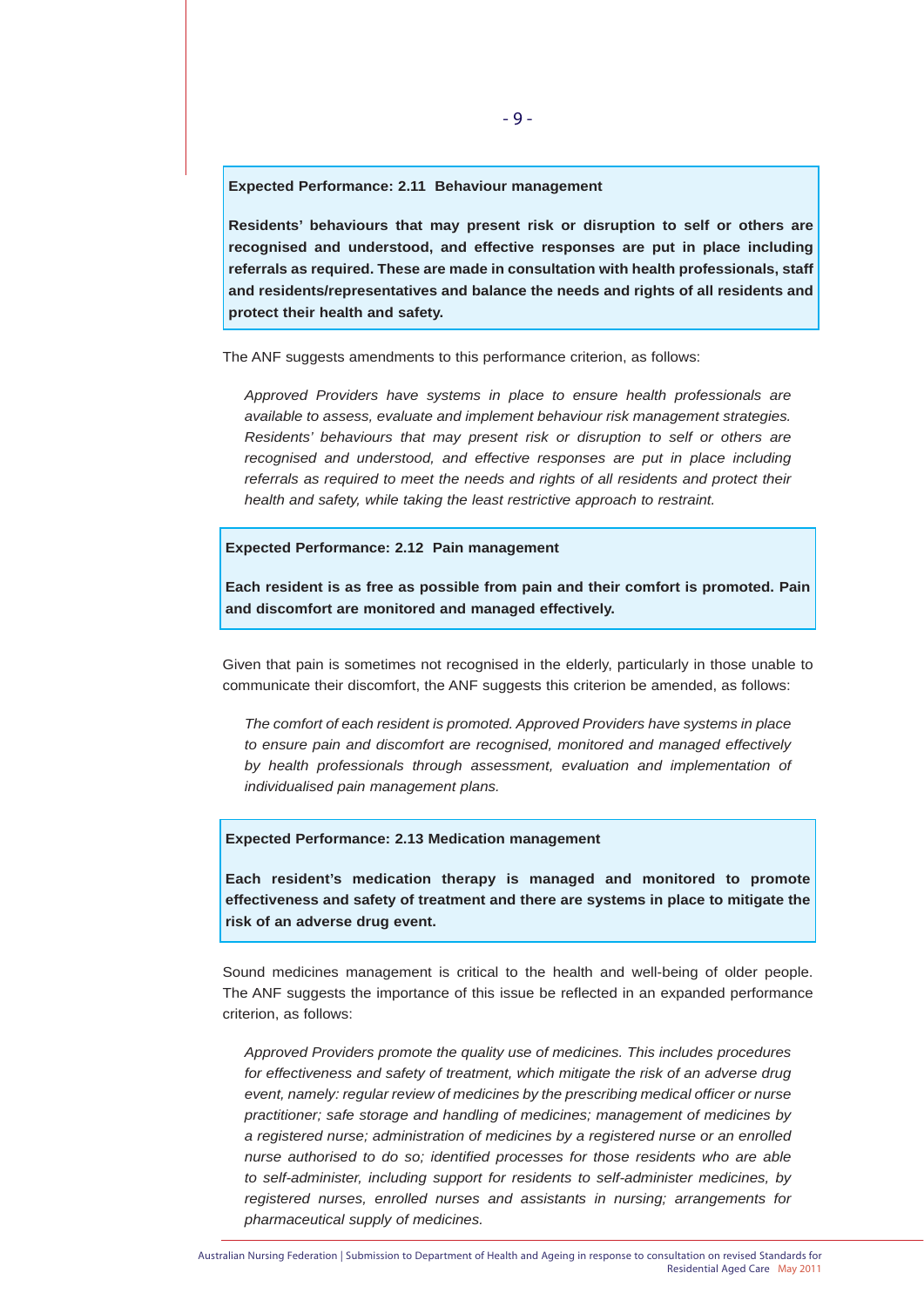**Expected Performance: 2.11 Behaviour management**

**Residents' behaviours that may present risk or disruption to self or others are recognised and understood, and effective responses are put in place including referrals as required. These are made in consultation with health professionals, staff and residents/representatives and balance the needs and rights of all residents and protect their health and safety.**

The ANF suggests amendments to this performance criterion, as follows:

*Approved Providers have systems in place to ensure health professionals are available to assess, evaluate and implement behaviour risk management strategies. Residents' behaviours that may present risk or disruption to self or others are recognised and understood, and effective responses are put in place including referrals as required to meet the needs and rights of all residents and protect their health and safety, while taking the least restrictive approach to restraint.*

**Expected Performance: 2.12 Pain management**

**Each resident is as free as possible from pain and their comfort is promoted. Pain and discomfort are monitored and managed effectively.**

Given that pain is sometimes not recognised in the elderly, particularly in those unable to communicate their discomfort, the ANF suggests this criterion be amended, as follows:

*The comfort of each resident is promoted. Approved Providers have systems in place to ensure pain and discomfort are recognised, monitored and managed effectively by health professionals through assessment, evaluation and implementation of individualised pain management plans.*

**Expected Performance: 2.13 Medication management**

**Each resident's medication therapy is managed and monitored to promote effectiveness and safety of treatment and there are systems in place to mitigate the risk of an adverse drug event.**

Sound medicines management is critical to the health and well-being of older people. The ANF suggests the importance of this issue be reflected in an expanded performance criterion, as follows:

*Approved Providers promote the quality use of medicines. This includes procedures for effectiveness and safety of treatment, which mitigate the risk of an adverse drug event, namely: regular review of medicines by the prescribing medical officer or nurse practitioner; safe storage and handling of medicines; management of medicines by a registered nurse; administration of medicines by a registered nurse or an enrolled nurse authorised to do so; identified processes for those residents who are able to self-administer, including support for residents to self-administer medicines, by registered nurses, enrolled nurses and assistants in nursing; arrangements for pharmaceutical supply of medicines.*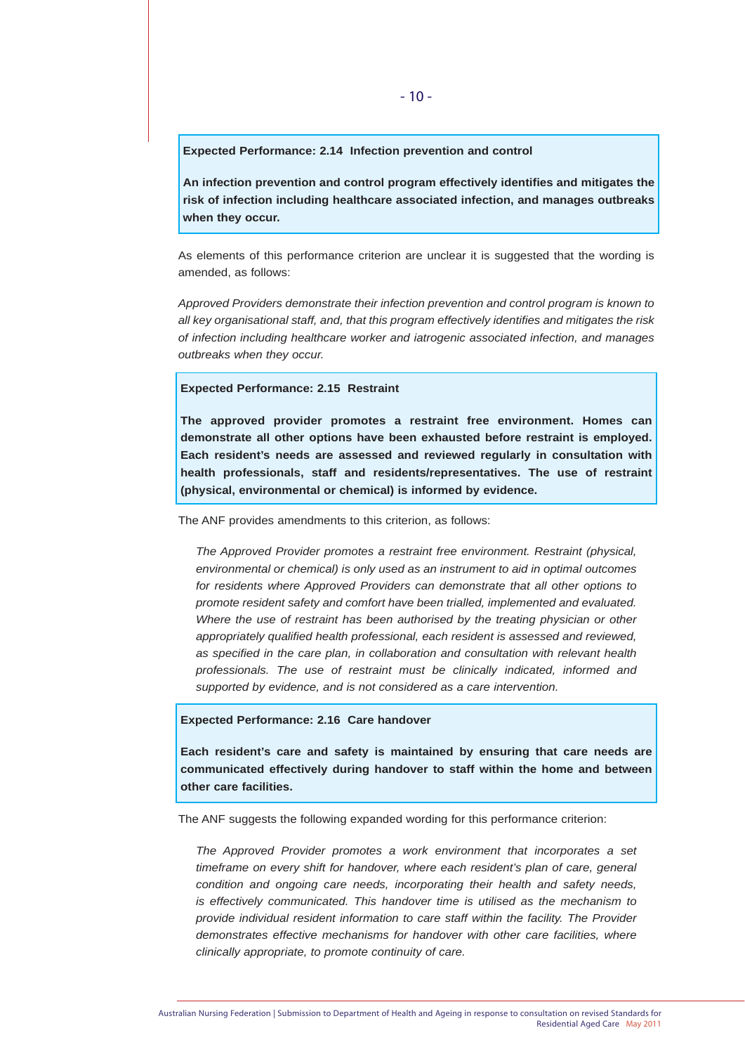**Expected Performance: 2.14 Infection prevention and control**

**An infection prevention and control program effectively identifies and mitigates the risk of infection including healthcare associated infection, and manages outbreaks when they occur.**

As elements of this performance criterion are unclear it is suggested that the wording is amended, as follows:

*Approved Providers demonstrate their infection prevention and control program is known to all key organisational staff, and, that this program effectively identifies and mitigates the risk of infection including healthcare worker and iatrogenic associated infection, and manages outbreaks when they occur.*

**Expected Performance: 2.15 Restraint**

**The approved provider promotes a restraint free environment. Homes can demonstrate all other options have been exhausted before restraint is employed. Each resident's needs are assessed and reviewed regularly in consultation with health professionals, staff and residents/representatives. The use of restraint (physical, environmental or chemical) is informed by evidence.**

The ANF provides amendments to this criterion, as follows:

> *The Approved Provider promotes a restraint free environment. Restraint (physical, environmental or chemical) is only used as an instrument to aid in optimal outcomes for residents where Approved Providers can demonstrate that all other options to promote resident safety and comfort have been trialled, implemented and evaluated. Where the use of restraint has been authorised by the treating physician or other appropriately qualified health professional, each resident is assessed and reviewed, as specified in the care plan, in collaboration and consultation with relevant health professionals. The use of restraint must be clinically indicated, informed and supported by evidence, and is not considered as a care intervention.*

**Expected Performance: 2.16 Care handover**

**Each resident's care and safety is maintained by ensuring that care needs are communicated effectively during handover to staff within the home and between other care facilities.**

The ANF suggests the following expanded wording for this performance criterion:

> *The Approved Provider promotes a work environment that incorporates a set timeframe on every shift for handover, where each resident's plan of care, general condition and ongoing care needs, incorporating their health and safety needs, is effectively communicated. This handover time is utilised as the mechanism to provide individual resident information to care staff within the facility. The Provider demonstrates effective mechanisms for handover with other care facilities, where clinically appropriate, to promote continuity of care.*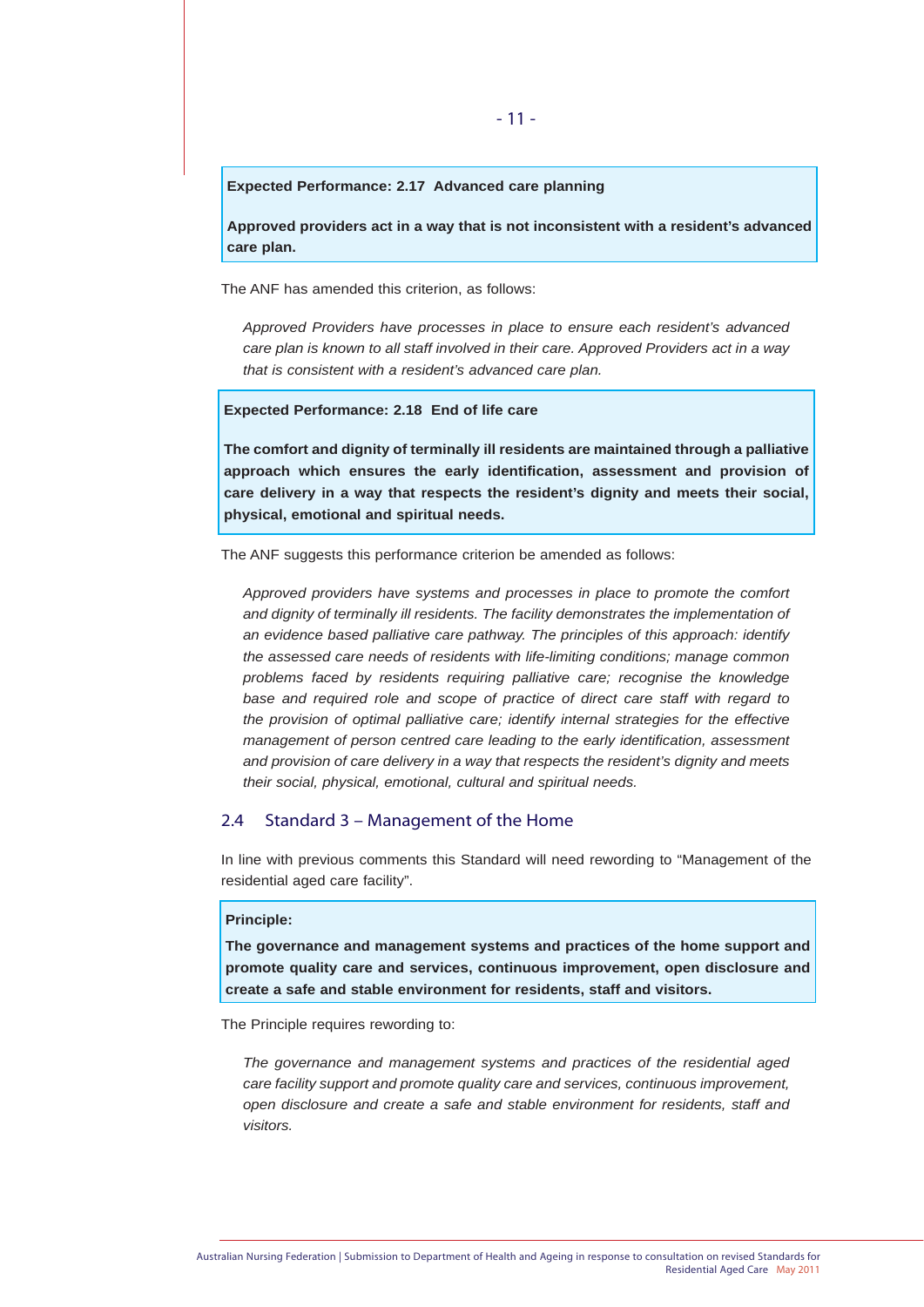**Expected Performance: 2.17 Advanced care planning**

**Approved providers act in a way that is not inconsistent with a resident's advanced care plan.**

The ANF has amended this criterion, as follows:

> *Approved Providers have processes in place to ensure each resident's advanced care plan is known to all staff involved in their care. Approved Providers act in a way that is consistent with a resident's advanced care plan.*

**Expected Performance: 2.18 End of life care**

**The comfort and dignity of terminally ill residents are maintained through a palliative approach which ensures the early identification, assessment and provision of care delivery in a way that respects the resident's dignity and meets their social, physical, emotional and spiritual needs.**

The ANF suggests this performance criterion be amended as follows:

> *Approved providers have systems and processes in place to promote the comfort and dignity of terminally ill residents. The facility demonstrates the implementation of an evidence based palliative care pathway. The principles of this approach: identify the assessed care needs of residents with life-limiting conditions; manage common problems faced by residents requiring palliative care; recognise the knowledge base and required role and scope of practice of direct care staff with regard to the provision of optimal palliative care; identify internal strategies for the effective management of person centred care leading to the early identification, assessment and provision of care delivery in a way that respects the resident's dignity and meets their social, physical, emotional, cultural and spiritual needs.*

## 2.4 Standard 3 – Management of the Home

In line with previous comments this Standard will need rewording to "Management of the residential aged care facility".

**Principle:**

**The governance and management systems and practices of the home support and promote quality care and services, continuous improvement, open disclosure and create a safe and stable environment for residents, staff and visitors.**

The Principle requires rewording to:

> *The governance and management systems and practices of the residential aged care facility support and promote quality care and services, continuous improvement, open disclosure and create a safe and stable environment for residents, staff and visitors.*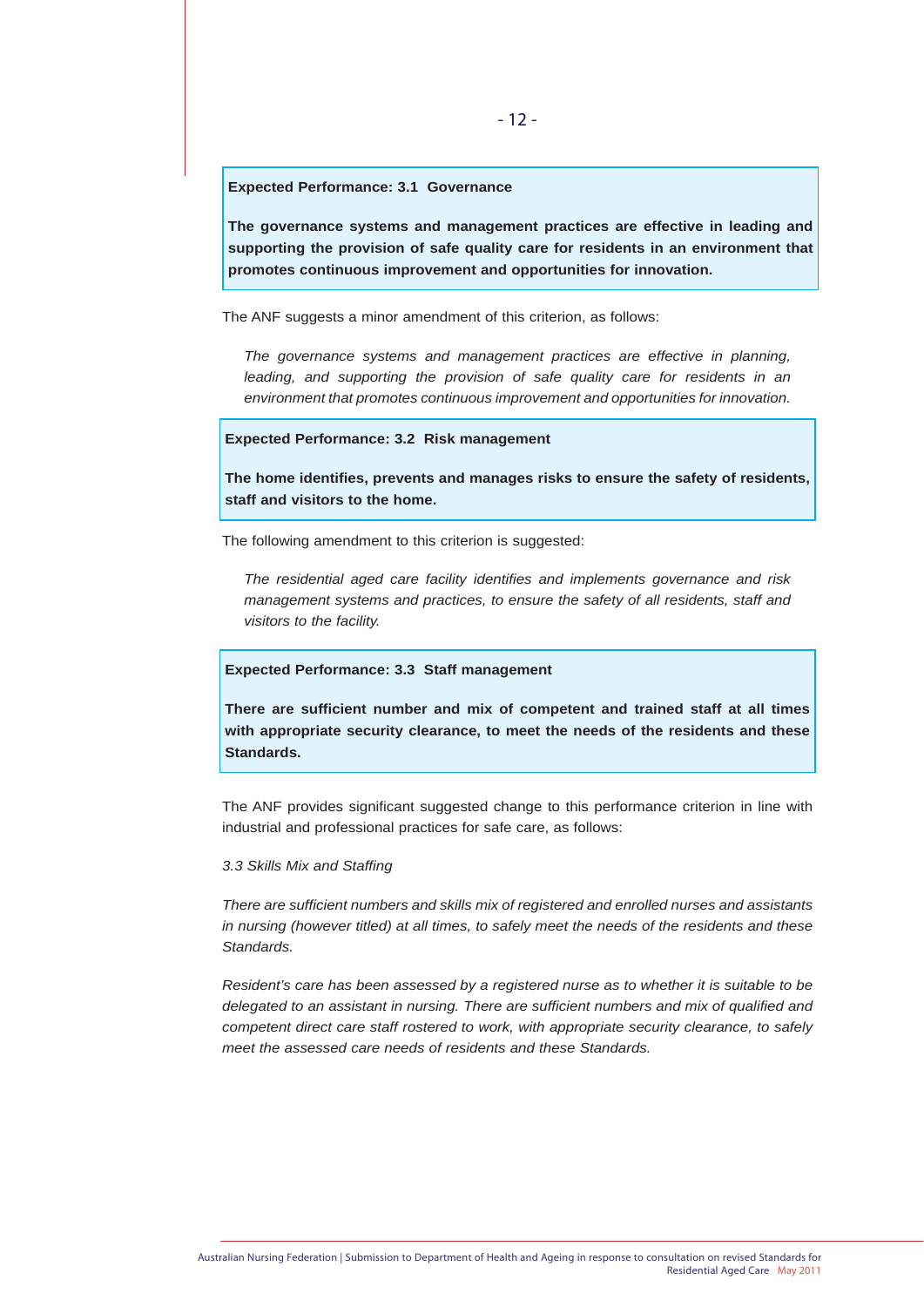**Expected Performance: 3.1 Governance**

**The governance systems and management practices are effective in leading and supporting the provision of safe quality care for residents in an environment that promotes continuous improvement and opportunities for innovation.**

The ANF suggests a minor amendment of this criterion, as follows:

> *The governance systems and management practices are effective in planning, leading, and supporting the provision of safe quality care for residents in an environment that promotes continuous improvement and opportunities for innovation.*

**Expected Performance: 3.2 Risk management**

**The home identifies, prevents and manages risks to ensure the safety of residents, staff and visitors to the home.**

The following amendment to this criterion is suggested:

> *The residential aged care facility identifies and implements governance and risk management systems and practices, to ensure the safety of all residents, staff and visitors to the facility.*

**Expected Performance: 3.3 Staff management**

**There are sufficient number and mix of competent and trained staff at all times with appropriate security clearance, to meet the needs of the residents and these Standards.**

The ANF provides significant suggested change to this performance criterion in line with industrial and professional practices for safe care, as follows:

*3.3 Skills Mix and Staffing*

*There are sufficient numbers and skills mix of registered and enrolled nurses and assistants in nursing (however titled) at all times, to safely meet the needs of the residents and these Standards.*

*Resident's care has been assessed by a registered nurse as to whether it is suitable to be delegated to an assistant in nursing. There are sufficient numbers and mix of qualified and competent direct care staff rostered to work, with appropriate security clearance, to safely meet the assessed care needs of residents and these Standards.*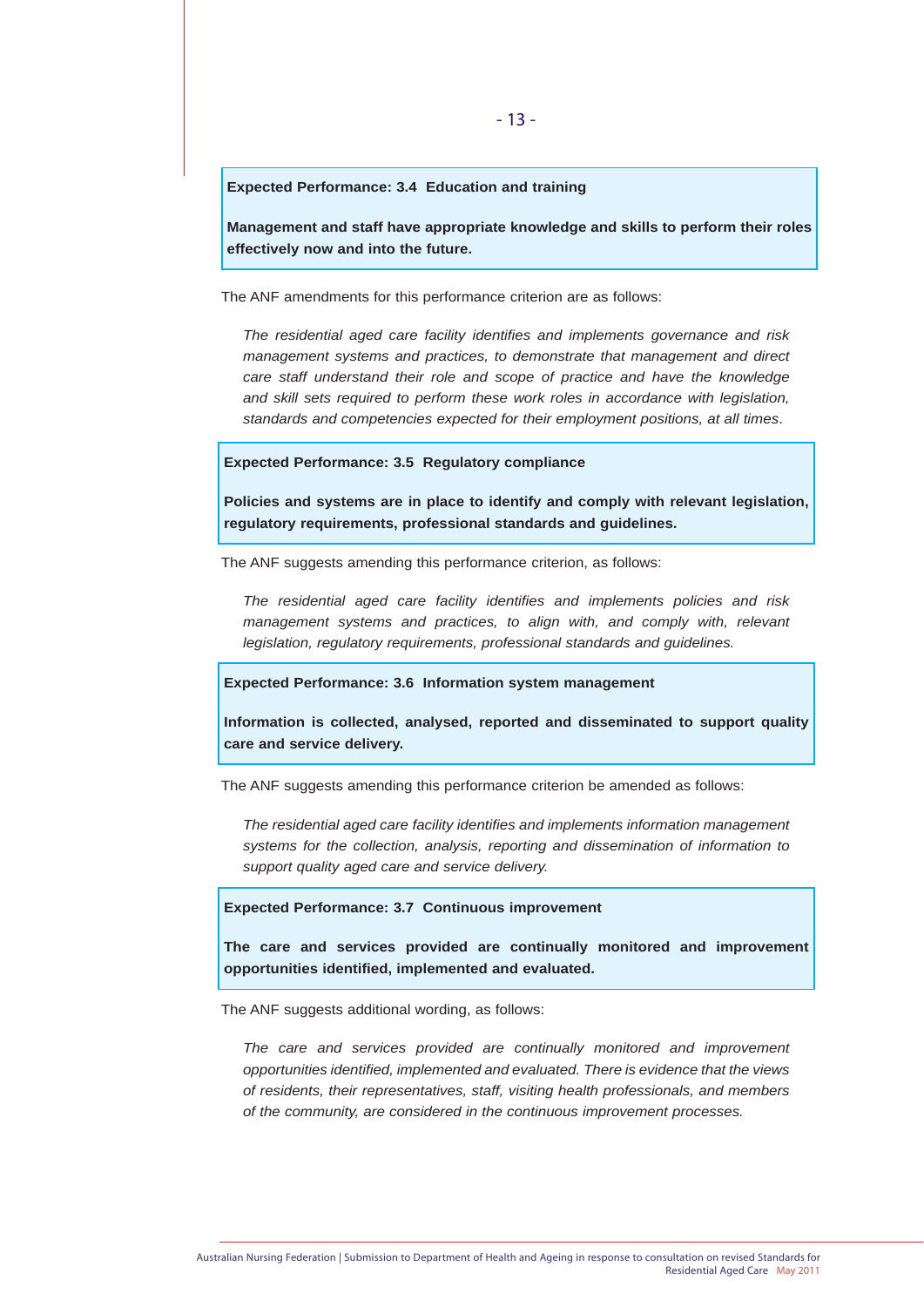**Expected Performance: 3.4 Education and training**

**Management and staff have appropriate knowledge and skills to perform their roles effectively now and into the future.**

The ANF amendments for this performance criterion are as follows:

> *The residential aged care facility identifies and implements governance and risk management systems and practices, to demonstrate that management and direct care staff understand their role and scope of practice and have the knowledge and skill sets required to perform these work roles in accordance with legislation, standards and competencies expected for their employment positions, at all times.*

**Expected Performance: 3.5 Regulatory compliance**

**Policies and systems are in place to identify and comply with relevant legislation, regulatory requirements, professional standards and guidelines.**

The ANF suggests amending this performance criterion, as follows:

> *The residential aged care facility identifies and implements policies and risk management systems and practices, to align with, and comply with, relevant legislation, regulatory requirements, professional standards and guidelines.*

**Expected Performance: 3.6 Information system management**

**Information is collected, analysed, reported and disseminated to support quality care and service delivery.**

The ANF suggests amending this performance criterion be amended as follows:

> *The residential aged care facility identifies and implements information management systems for the collection, analysis, reporting and dissemination of information to support quality aged care and service delivery.*

**Expected Performance: 3.7 Continuous improvement**

**The care and services provided are continually monitored and improvement opportunities identified, implemented and evaluated.**

The ANF suggests additional wording, as follows:

> *The care and services provided are continually monitored and improvement opportunities identified, implemented and evaluated. There is evidence that the views of residents, their representatives, staff, visiting health professionals, and members of the community, are considered in the continuous improvement processes.*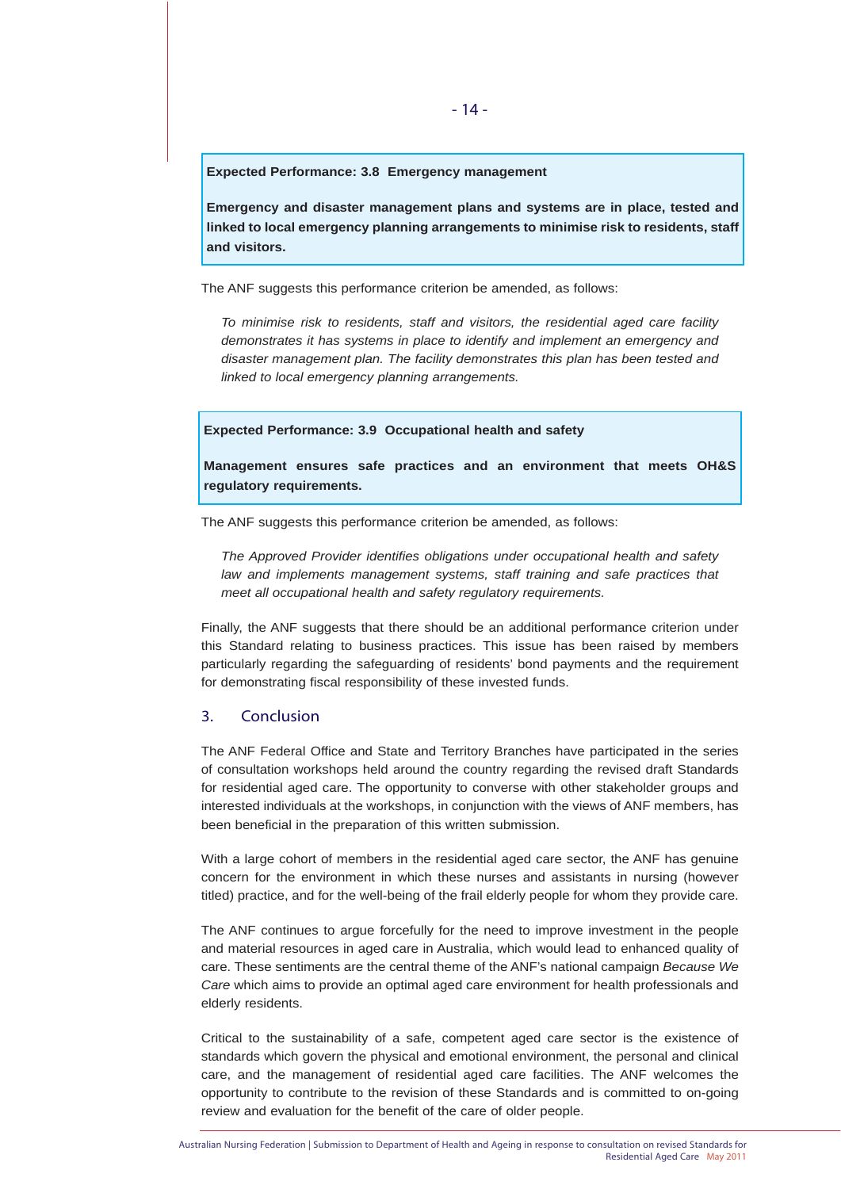**Expected Performance: 3.8 Emergency management**

**Emergency and disaster management plans and systems are in place, tested and linked to local emergency planning arrangements to minimise risk to residents, staff and visitors.**

The ANF suggests this performance criterion be amended, as follows:

> *To minimise risk to residents, staff and visitors, the residential aged care facility demonstrates it has systems in place to identify and implement an emergency and disaster management plan. The facility demonstrates this plan has been tested and linked to local emergency planning arrangements.*

**Expected Performance: 3.9 Occupational health and safety**

**Management ensures safe practices and an environment that meets OH&S regulatory requirements.**

The ANF suggests this performance criterion be amended, as follows:

> *The Approved Provider identifies obligations under occupational health and safety law and implements management systems, staff training and safe practices that meet all occupational health and safety regulatory requirements.*

Finally, the ANF suggests that there should be an additional performance criterion under this Standard relating to business practices. This issue has been raised by members particularly regarding the safeguarding of residents' bond payments and the requirement for demonstrating fiscal responsibility of these invested funds.

## 3. Conclusion

The ANF Federal Office and State and Territory Branches have participated in the series of consultation workshops held around the country regarding the revised draft Standards for residential aged care. The opportunity to converse with other stakeholder groups and interested individuals at the workshops, in conjunction with the views of ANF members, has been beneficial in the preparation of this written submission.

With a large cohort of members in the residential aged care sector, the ANF has genuine concern for the environment in which these nurses and assistants in nursing (however titled) practice, and for the well-being of the frail elderly people for whom they provide care.

The ANF continues to argue forcefully for the need to improve investment in the people and material resources in aged care in Australia, which would lead to enhanced quality of care. These sentiments are the central theme of the ANF's national campaign *Because We Care* which aims to provide an optimal aged care environment for health professionals and elderly residents.

Critical to the sustainability of a safe, competent aged care sector is the existence of standards which govern the physical and emotional environment, the personal and clinical care, and the management of residential aged care facilities. The ANF welcomes the opportunity to contribute to the revision of these Standards and is committed to on-going review and evaluation for the benefit of the care of older people.